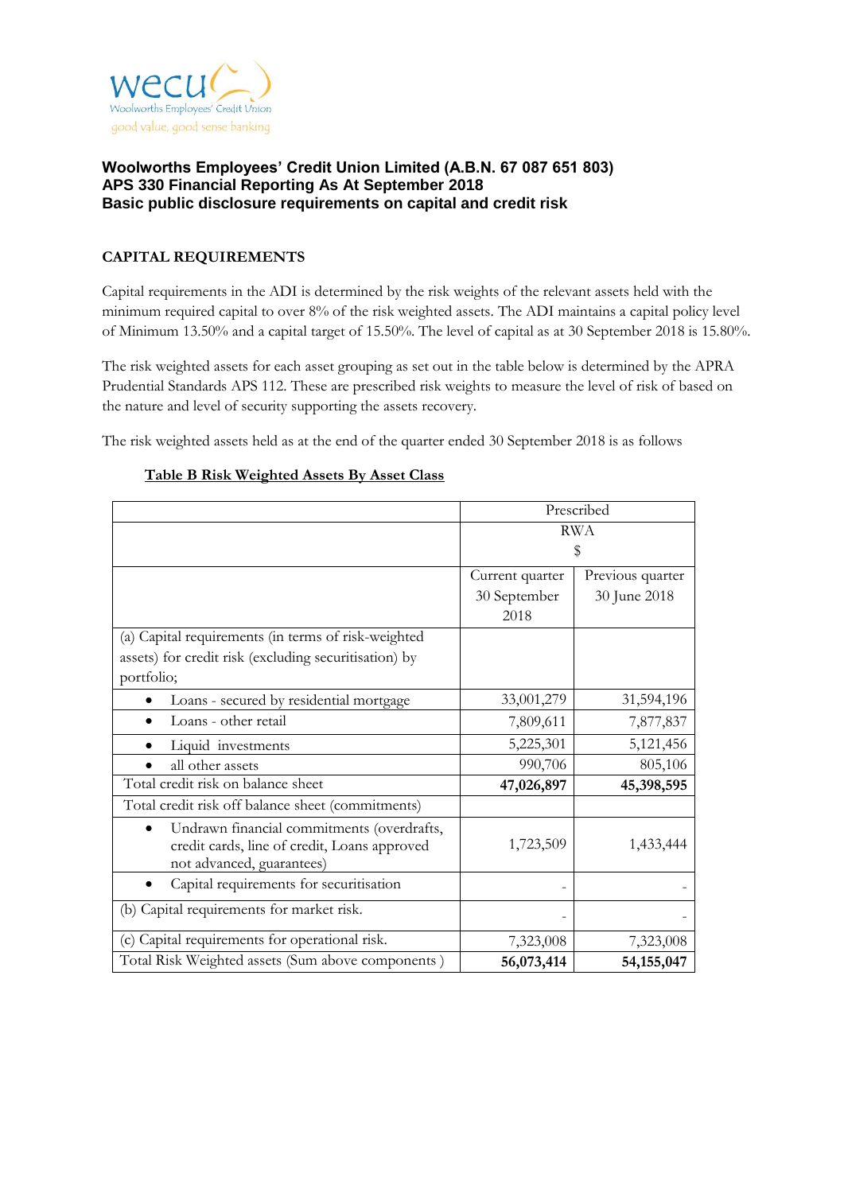wecu
Woolworths Employees' Credit Union
good value, good sense banking

**Woolworths Employees' Credit Union Limited (A.B.N. 67 087 651 803)**
**APS 330 Financial Reporting As At September 2018**
**Basic public disclosure requirements on capital and credit risk**

## CAPITAL REQUIREMENTS

Capital requirements in the ADI is determined by the risk weights of the relevant assets held with the minimum required capital to over 8% of the risk weighted assets. The ADI maintains a capital policy level of Minimum 13.50% and a capital target of 15.50%. The level of capital as at 30 September 2018 is 15.80%.

The risk weighted assets for each asset grouping as set out in the table below is determined by the APRA Prudential Standards APS 112. These are prescribed risk weights to measure the level of risk of based on the nature and level of security supporting the assets recovery.

The risk weighted assets held as at the end of the quarter ended 30 September 2018 is as follows

**Table B Risk Weighted Assets By Asset Class**

| | Prescribed | |
|---|---|---|
| | RWA $ | |
| | Current quarter 30 September 2018 | Previous quarter 30 June 2018 |
| (a) Capital requirements (in terms of risk-weighted assets) for credit risk (excluding securitisation) by portfolio; | | |
| • Loans - secured by residential mortgage | 33,001,279 | 31,594,196 |
| • Loans - other retail | 7,809,611 | 7,877,837 |
| • Liquid investments | 5,225,301 | 5,121,456 |
| • all other assets | 990,706 | 805,106 |
| Total credit risk on balance sheet | **47,026,897** | **45,398,595** |
| Total credit risk off balance sheet (commitments) | | |
| • Undrawn financial commitments (overdrafts, credit cards, line of credit, Loans approved not advanced, guarantees) | 1,723,509 | 1,433,444 |
| • Capital requirements for securitisation | - | - |
| (b) Capital requirements for market risk. | - | - |
| (c) Capital requirements for operational risk. | 7,323,008 | 7,323,008 |
| Total Risk Weighted assets (Sum above components ) | **56,073,414** | **54,155,047** |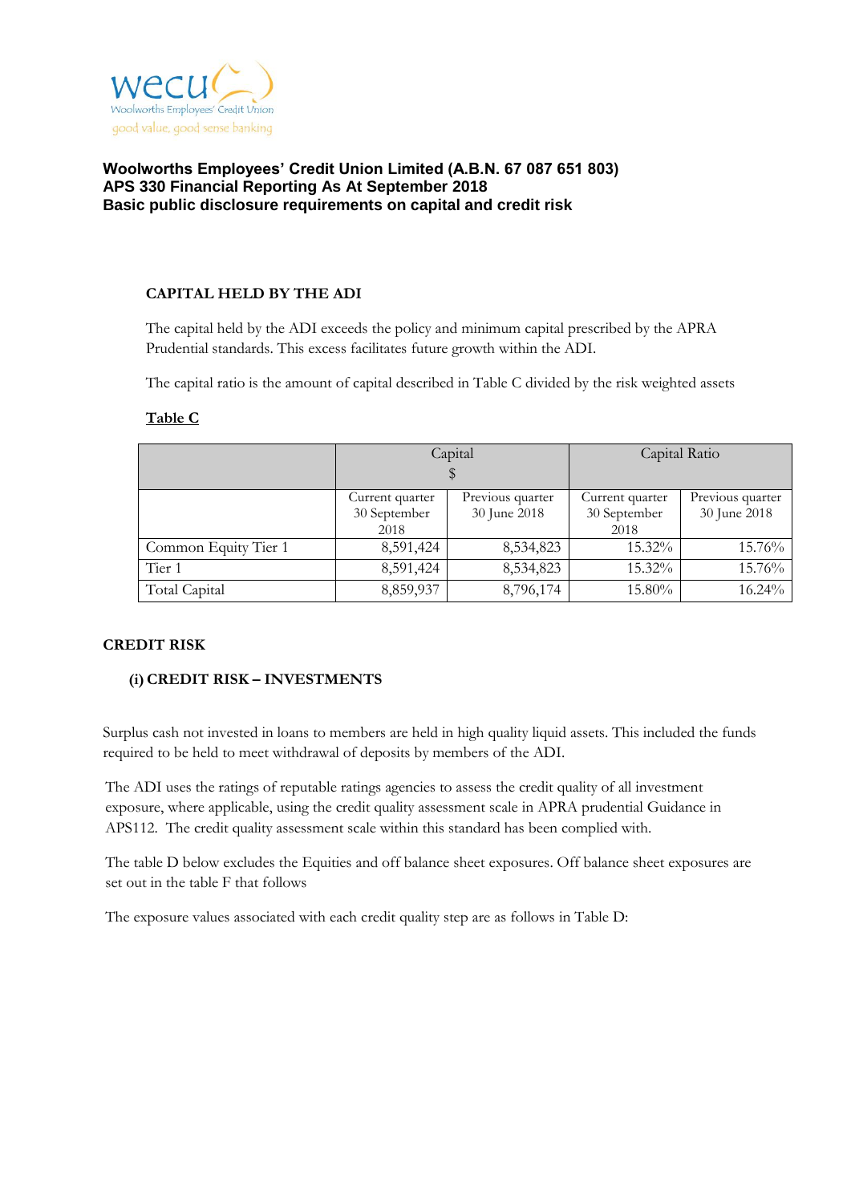**Woolworths Employees' Credit Union Limited (A.B.N. 67 087 651 803)**
**APS 330 Financial Reporting As At September 2018**
**Basic public disclosure requirements on capital and credit risk**

## CAPITAL HELD BY THE ADI

The capital held by the ADI exceeds the policy and minimum capital prescribed by the APRA Prudential standards. This excess facilitates future growth within the ADI.

The capital ratio is the amount of capital described in Table C divided by the risk weighted assets

**Table C**

| | Capital $ | | Capital Ratio | |
|---|---|---|---|---|
| | Current quarter 30 September 2018 | Previous quarter 30 June 2018 | Current quarter 30 September 2018 | Previous quarter 30 June 2018 |
| Common Equity Tier 1 | 8,591,424 | 8,534,823 | 15.32% | 15.76% |
| Tier 1 | 8,591,424 | 8,534,823 | 15.32% | 15.76% |
| Total Capital | 8,859,937 | 8,796,174 | 15.80% | 16.24% |

## CREDIT RISK

### (i) CREDIT RISK – INVESTMENTS

Surplus cash not invested in loans to members are held in high quality liquid assets. This included the funds required to be held to meet withdrawal of deposits by members of the ADI.

The ADI uses the ratings of reputable ratings agencies to assess the credit quality of all investment exposure, where applicable, using the credit quality assessment scale in APRA prudential Guidance in APS112. The credit quality assessment scale within this standard has been complied with.

The table D below excludes the Equities and off balance sheet exposures. Off balance sheet exposures are set out in the table F that follows

The exposure values associated with each credit quality step are as follows in Table D: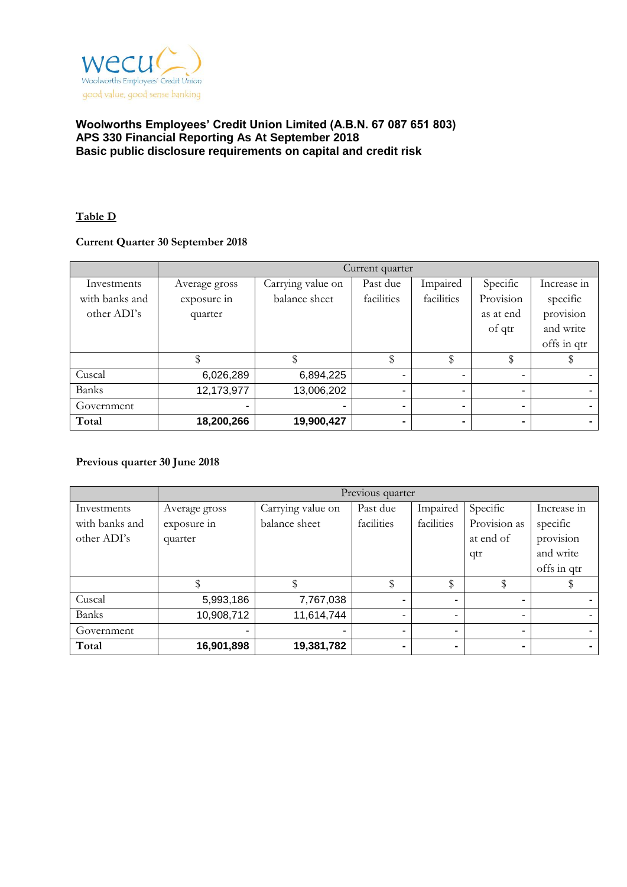**Woolworths Employees' Credit Union Limited (A.B.N. 67 087 651 803)**
**APS 330 Financial Reporting As At September 2018**
**Basic public disclosure requirements on capital and credit risk**

**Table D**

**Current Quarter 30 September 2018**

| | Current quarter | | | | | |
|---|---|---|---|---|---|---|
| Investments with banks and other ADI's | Average gross exposure in quarter | Carrying value on balance sheet | Past due facilities | Impaired facilities | Specific Provision as at end of qtr | Increase in specific provision and write offs in qtr |
| | $ | $ | $ | $ | $ | $ |
| Cuscal | 6,026,289 | 6,894,225 | - | - | - | - |
| Banks | 12,173,977 | 13,006,202 | - | - | - | - |
| Government | - | - | - | - | - | - |
| **Total** | **18,200,266** | **19,900,427** | **-** | **-** | **-** | **-** |

**Previous quarter 30 June 2018**

| | Previous quarter | | | | | |
|---|---|---|---|---|---|---|
| Investments with banks and other ADI's | Average gross exposure in quarter | Carrying value on balance sheet | Past due facilities | Impaired facilities | Specific Provision as at end of qtr | Increase in specific provision and write offs in qtr |
| | $ | $ | $ | $ | $ | $ |
| Cuscal | 5,993,186 | 7,767,038 | - | - | - | - |
| Banks | 10,908,712 | 11,614,744 | - | - | - | - |
| Government | - | - | - | - | - | - |
| **Total** | **16,901,898** | **19,381,782** | **-** | **-** | **-** | **-** |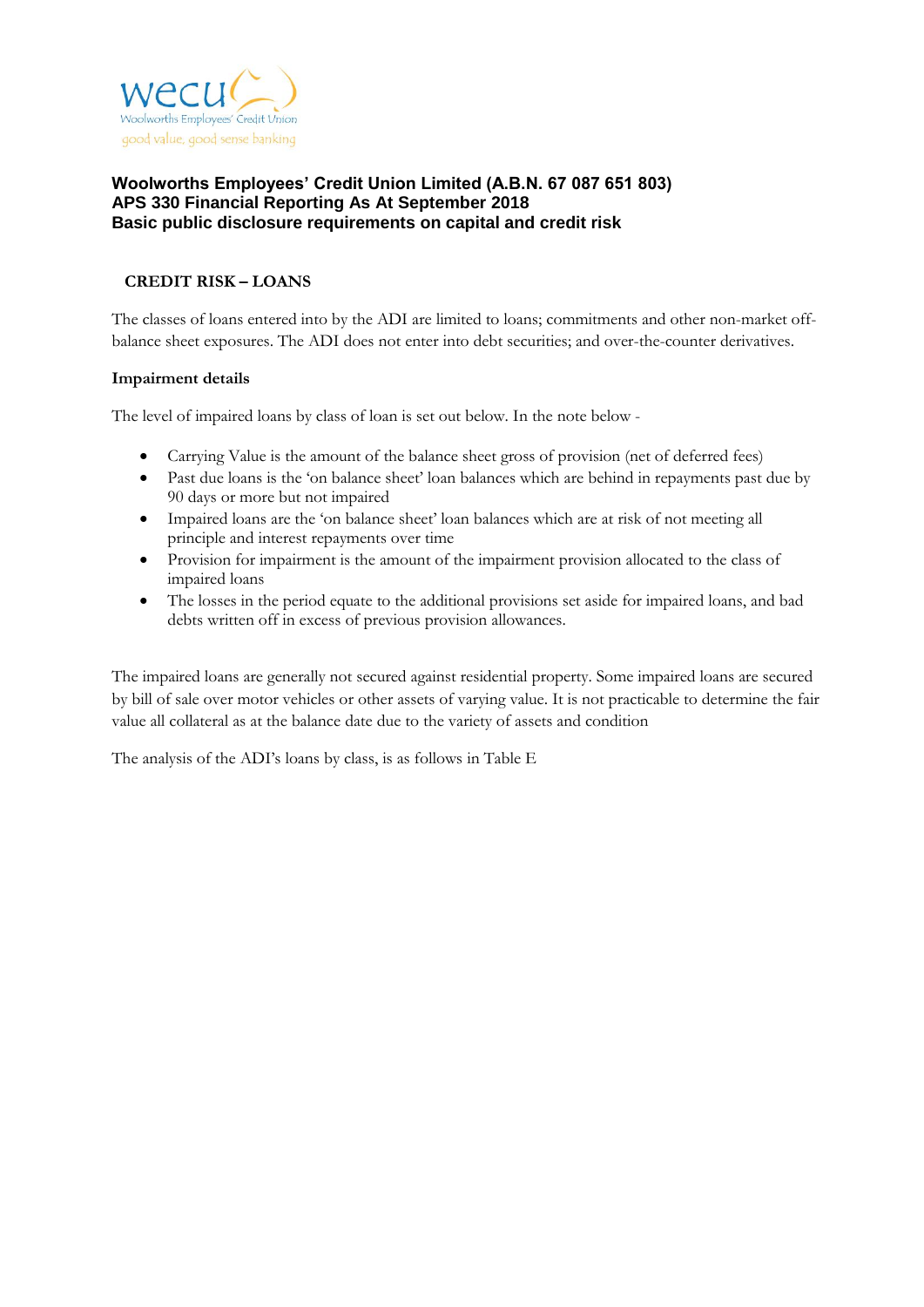**Woolworths Employees' Credit Union Limited (A.B.N. 67 087 651 803)**
**APS 330 Financial Reporting As At September 2018**
**Basic public disclosure requirements on capital and credit risk**

## CREDIT RISK – LOANS

The classes of loans entered into by the ADI are limited to loans; commitments and other non-market off-balance sheet exposures. The ADI does not enter into debt securities; and over-the-counter derivatives.

### Impairment details

The level of impaired loans by class of loan is set out below. In the note below -

- Carrying Value is the amount of the balance sheet gross of provision (net of deferred fees)
- Past due loans is the 'on balance sheet' loan balances which are behind in repayments past due by 90 days or more but not impaired
- Impaired loans are the 'on balance sheet' loan balances which are at risk of not meeting all principle and interest repayments over time
- Provision for impairment is the amount of the impairment provision allocated to the class of impaired loans
- The losses in the period equate to the additional provisions set aside for impaired loans, and bad debts written off in excess of previous provision allowances.

The impaired loans are generally not secured against residential property. Some impaired loans are secured by bill of sale over motor vehicles or other assets of varying value. It is not practicable to determine the fair value all collateral as at the balance date due to the variety of assets and condition

The analysis of the ADI's loans by class, is as follows in Table E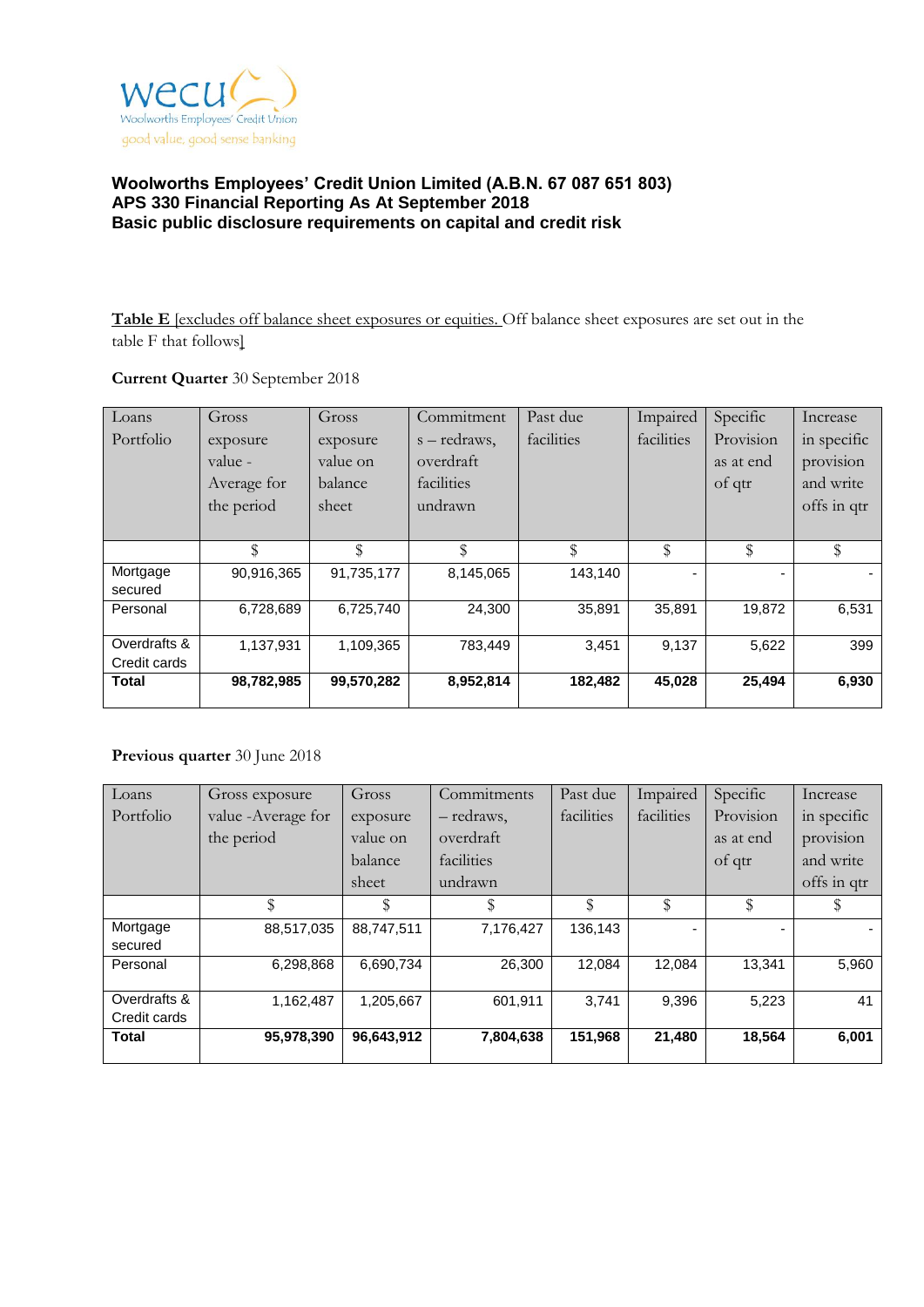wecu
Woolworths Employees' Credit Union
good value, good sense banking

**Woolworths Employees' Credit Union Limited (A.B.N. 67 087 651 803)**
**APS 330 Financial Reporting As At September 2018**
**Basic public disclosure requirements on capital and credit risk**

**Table E** [excludes off balance sheet exposures or equities. Off balance sheet exposures are set out in the table F that follows]

**Current Quarter** 30 September 2018

| Loans Portfolio | Gross exposure value - Average for the period | Gross exposure value on balance sheet | Commitments – redraws, overdraft facilities undrawn | Past due facilities | Impaired facilities | Specific Provision as at end of qtr | Increase in specific provision and write offs in qtr |
|---|---|---|---|---|---|---|---|
| | $ | $ | $ | $ | $ | $ | $ |
| Mortgage secured | 90,916,365 | 91,735,177 | 8,145,065 | 143,140 | - | - | - |
| Personal | 6,728,689 | 6,725,740 | 24,300 | 35,891 | 35,891 | 19,872 | 6,531 |
| Overdrafts & Credit cards | 1,137,931 | 1,109,365 | 783,449 | 3,451 | 9,137 | 5,622 | 399 |
| **Total** | **98,782,985** | **99,570,282** | **8,952,814** | **182,482** | **45,028** | **25,494** | **6,930** |

**Previous quarter** 30 June 2018

| Loans Portfolio | Gross exposure value -Average for the period | Gross exposure value on balance sheet | Commitments – redraws, overdraft facilities undrawn | Past due facilities | Impaired facilities | Specific Provision as at end of qtr | Increase in specific provision and write offs in qtr |
|---|---|---|---|---|---|---|---|
| | $ | $ | $ | $ | $ | $ | $ |
| Mortgage secured | 88,517,035 | 88,747,511 | 7,176,427 | 136,143 | - | - | - |
| Personal | 6,298,868 | 6,690,734 | 26,300 | 12,084 | 12,084 | 13,341 | 5,960 |
| Overdrafts & Credit cards | 1,162,487 | 1,205,667 | 601,911 | 3,741 | 9,396 | 5,223 | 41 |
| **Total** | **95,978,390** | **96,643,912** | **7,804,638** | **151,968** | **21,480** | **18,564** | **6,001** |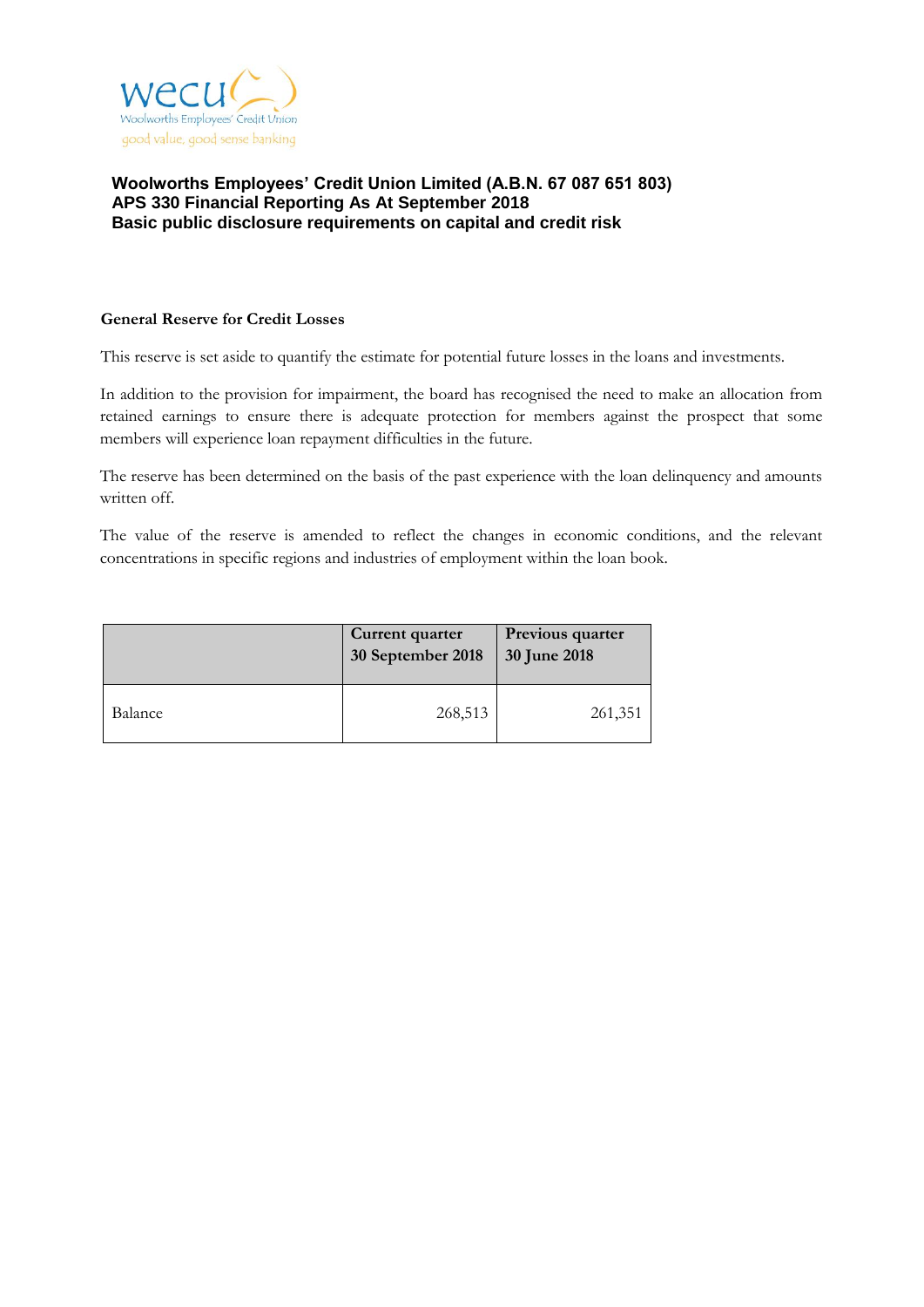wecu

Woolworths Employees' Credit Union

good value, good sense banking

**Woolworths Employees' Credit Union Limited (A.B.N. 67 087 651 803)**
**APS 330 Financial Reporting As At September 2018**
**Basic public disclosure requirements on capital and credit risk**

**General Reserve for Credit Losses**

This reserve is set aside to quantify the estimate for potential future losses in the loans and investments.

In addition to the provision for impairment, the board has recognised the need to make an allocation from retained earnings to ensure there is adequate protection for members against the prospect that some members will experience loan repayment difficulties in the future.

The reserve has been determined on the basis of the past experience with the loan delinquency and amounts written off.

The value of the reserve is amended to reflect the changes in economic conditions, and the relevant concentrations in specific regions and industries of employment within the loan book.

| | Current quarter 30 September 2018 | Previous quarter 30 June 2018 |
|---|---|---|
| Balance | 268,513 | 261,351 |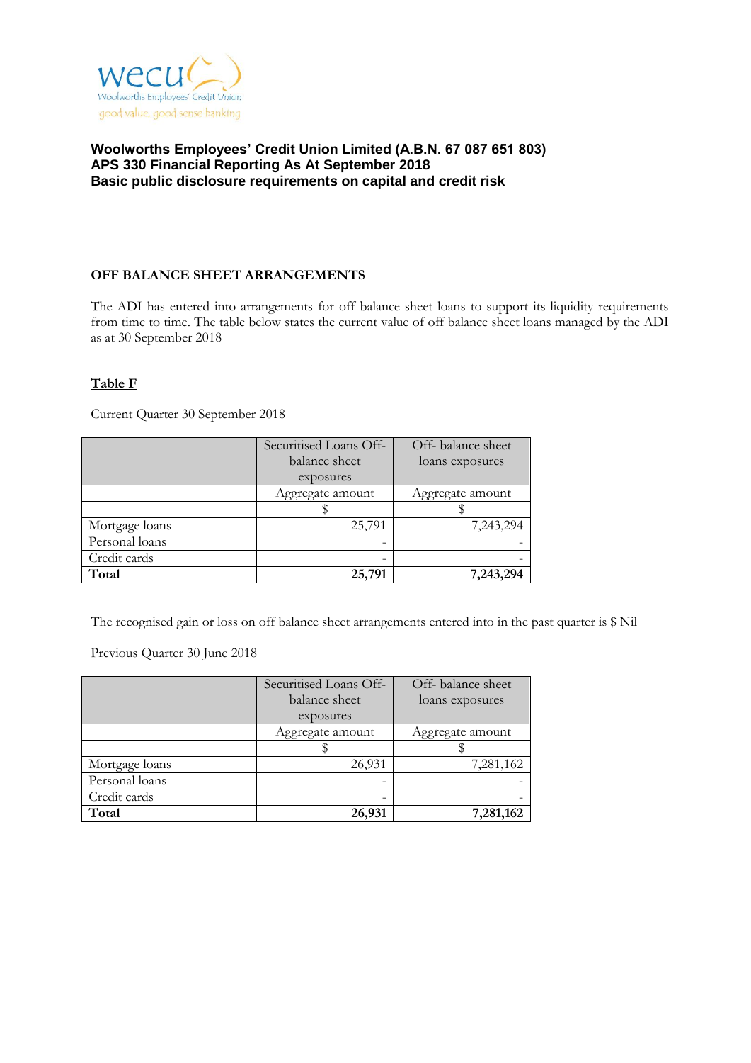Woolworths Employees' Credit Union Limited (A.B.N. 67 087 651 803)
APS 330 Financial Reporting As At September 2018
Basic public disclosure requirements on capital and credit risk

## OFF BALANCE SHEET ARRANGEMENTS

The ADI has entered into arrangements for off balance sheet loans to support its liquidity requirements from time to time. The table below states the current value of off balance sheet loans managed by the ADI as at 30 September 2018

**Table F**

Current Quarter 30 September 2018

| | Securitised Loans Off-balance sheet exposures | Off- balance sheet loans exposures |
|---|---|---|
| | Aggregate amount | Aggregate amount |
| | $ | $ |
| Mortgage loans | 25,791 | 7,243,294 |
| Personal loans | - | - |
| Credit cards | - | - |
| **Total** | **25,791** | **7,243,294** |

The recognised gain or loss on off balance sheet arrangements entered into in the past quarter is $ Nil

Previous Quarter 30 June 2018

| | Securitised Loans Off-balance sheet exposures | Off- balance sheet loans exposures |
|---|---|---|
| | Aggregate amount | Aggregate amount |
| | $ | $ |
| Mortgage loans | 26,931 | 7,281,162 |
| Personal loans | - | - |
| Credit cards | - | - |
| **Total** | **26,931** | **7,281,162** |